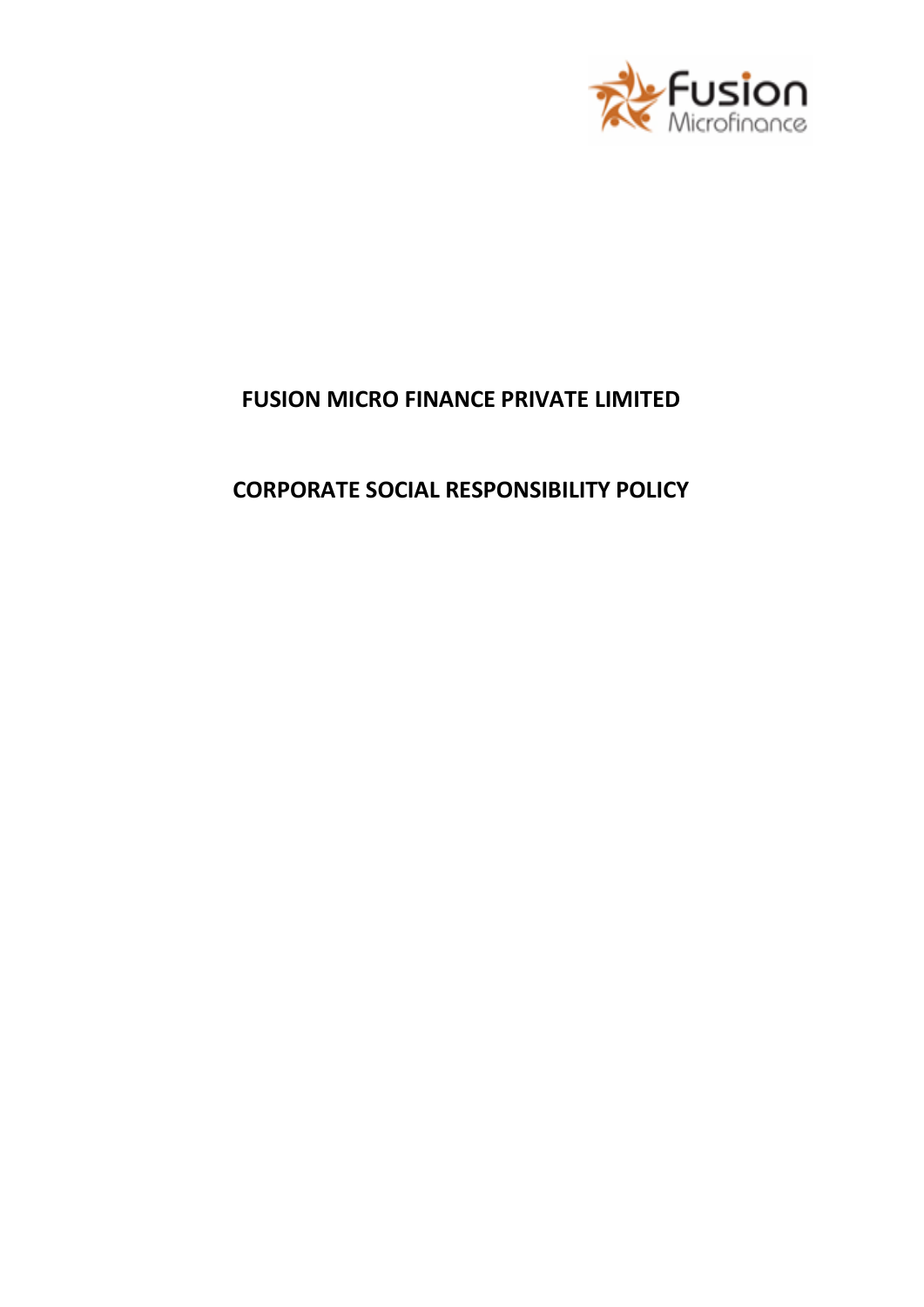# FUSION MICRO FINANCE PRIVATE LIMITED

# CORPORATE SOCIAL RESPONSIBILITY POLICY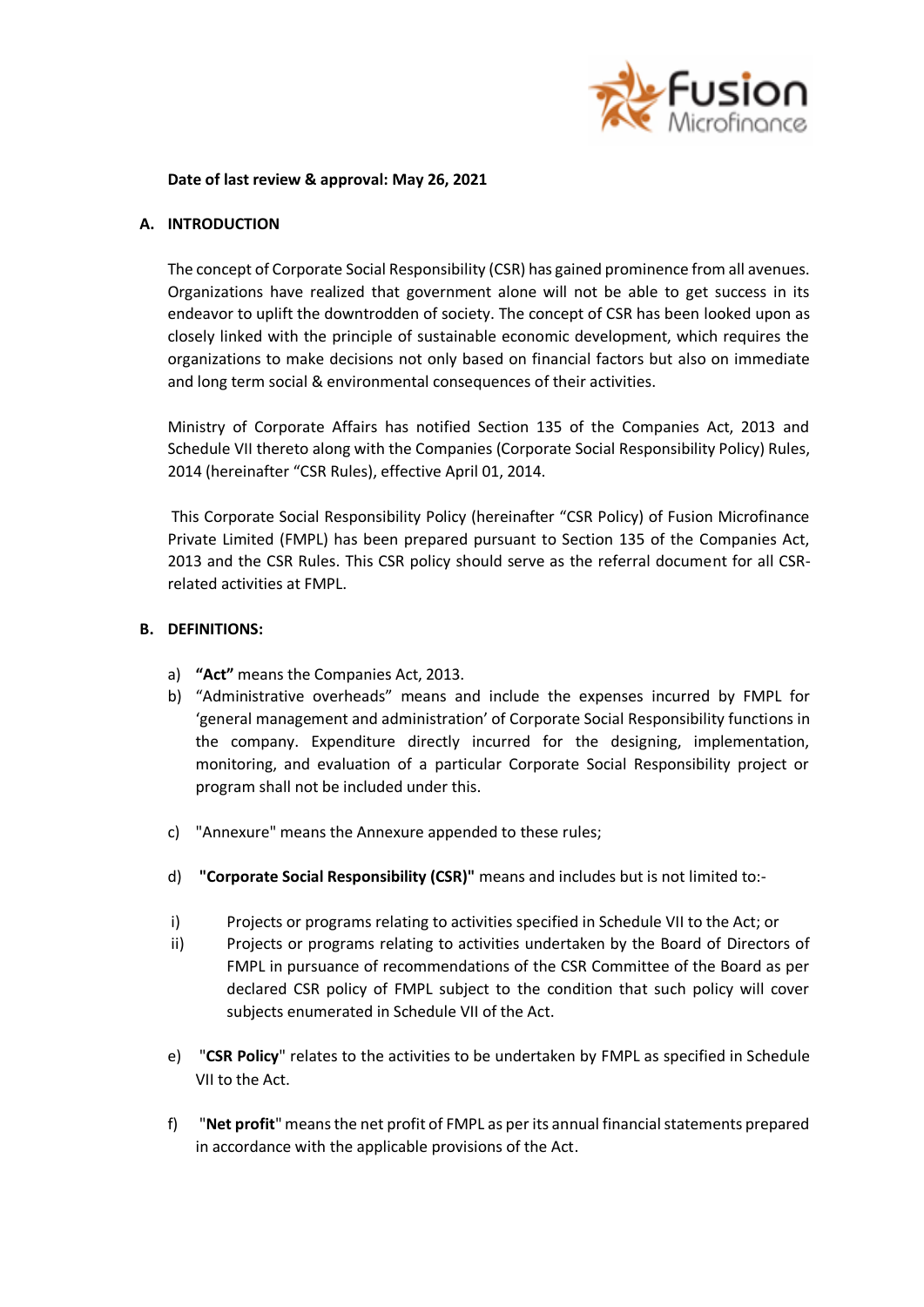**Date of last review & approval: May 26, 2021**

## A. INTRODUCTION

The concept of Corporate Social Responsibility (CSR) has gained prominence from all avenues. Organizations have realized that government alone will not be able to get success in its endeavor to uplift the downtrodden of society. The concept of CSR has been looked upon as closely linked with the principle of sustainable economic development, which requires the organizations to make decisions not only based on financial factors but also on immediate and long term social & environmental consequences of their activities.

Ministry of Corporate Affairs has notified Section 135 of the Companies Act, 2013 and Schedule VII thereto along with the Companies (Corporate Social Responsibility Policy) Rules, 2014 (hereinafter "CSR Rules), effective April 01, 2014.

This Corporate Social Responsibility Policy (hereinafter "CSR Policy) of Fusion Microfinance Private Limited (FMPL) has been prepared pursuant to Section 135 of the Companies Act, 2013 and the CSR Rules. This CSR policy should serve as the referral document for all CSR-related activities at FMPL.

## B. DEFINITIONS:

a) **"Act"** means the Companies Act, 2013.

b) "Administrative overheads" means and include the expenses incurred by FMPL for 'general management and administration' of Corporate Social Responsibility functions in the company. Expenditure directly incurred for the designing, implementation, monitoring, and evaluation of a particular Corporate Social Responsibility project or program shall not be included under this.

c) "Annexure" means the Annexure appended to these rules;

d) **"Corporate Social Responsibility (CSR)"** means and includes but is not limited to:-

   i) Projects or programs relating to activities specified in Schedule VII to the Act; or

   ii) Projects or programs relating to activities undertaken by the Board of Directors of FMPL in pursuance of recommendations of the CSR Committee of the Board as per declared CSR policy of FMPL subject to the condition that such policy will cover subjects enumerated in Schedule VII of the Act.

e) "**CSR Policy**" relates to the activities to be undertaken by FMPL as specified in Schedule VII to the Act.

f) "**Net profit**" means the net profit of FMPL as per its annual financial statements prepared in accordance with the applicable provisions of the Act.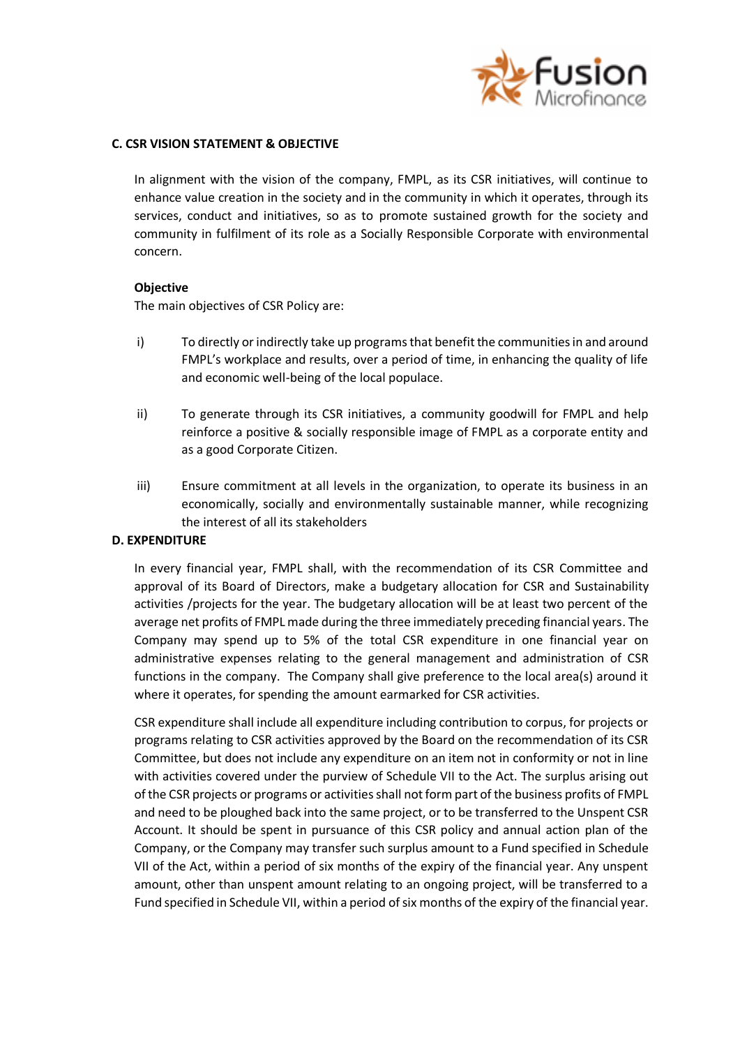## C. CSR VISION STATEMENT & OBJECTIVE

In alignment with the vision of the company, FMPL, as its CSR initiatives, will continue to enhance value creation in the society and in the community in which it operates, through its services, conduct and initiatives, so as to promote sustained growth for the society and community in fulfilment of its role as a Socially Responsible Corporate with environmental concern.

**Objective**

The main objectives of CSR Policy are:

i) To directly or indirectly take up programs that benefit the communities in and around FMPL's workplace and results, over a period of time, in enhancing the quality of life and economic well-being of the local populace.

ii) To generate through its CSR initiatives, a community goodwill for FMPL and help reinforce a positive & socially responsible image of FMPL as a corporate entity and as a good Corporate Citizen.

iii) Ensure commitment at all levels in the organization, to operate its business in an economically, socially and environmentally sustainable manner, while recognizing the interest of all its stakeholders

## D. EXPENDITURE

In every financial year, FMPL shall, with the recommendation of its CSR Committee and approval of its Board of Directors, make a budgetary allocation for CSR and Sustainability activities /projects for the year. The budgetary allocation will be at least two percent of the average net profits of FMPL made during the three immediately preceding financial years. The Company may spend up to 5% of the total CSR expenditure in one financial year on administrative expenses relating to the general management and administration of CSR functions in the company. The Company shall give preference to the local area(s) around it where it operates, for spending the amount earmarked for CSR activities.

CSR expenditure shall include all expenditure including contribution to corpus, for projects or programs relating to CSR activities approved by the Board on the recommendation of its CSR Committee, but does not include any expenditure on an item not in conformity or not in line with activities covered under the purview of Schedule VII to the Act. The surplus arising out of the CSR projects or programs or activities shall not form part of the business profits of FMPL and need to be ploughed back into the same project, or to be transferred to the Unspent CSR Account. It should be spent in pursuance of this CSR policy and annual action plan of the Company, or the Company may transfer such surplus amount to a Fund specified in Schedule VII of the Act, within a period of six months of the expiry of the financial year. Any unspent amount, other than unspent amount relating to an ongoing project, will be transferred to a Fund specified in Schedule VII, within a period of six months of the expiry of the financial year.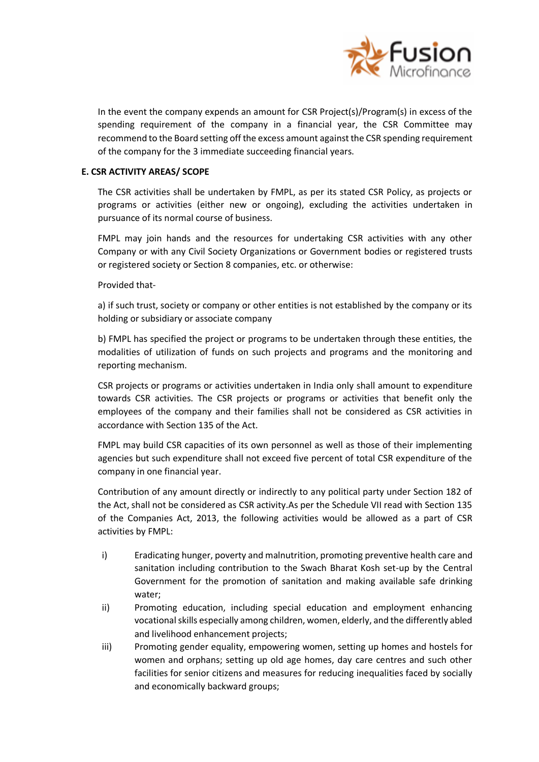In the event the company expends an amount for CSR Project(s)/Program(s) in excess of the spending requirement of the company in a financial year, the CSR Committee may recommend to the Board setting off the excess amount against the CSR spending requirement of the company for the 3 immediate succeeding financial years.

**E. CSR ACTIVITY AREAS/ SCOPE**

The CSR activities shall be undertaken by FMPL, as per its stated CSR Policy, as projects or programs or activities (either new or ongoing), excluding the activities undertaken in pursuance of its normal course of business.

FMPL may join hands and the resources for undertaking CSR activities with any other Company or with any Civil Society Organizations or Government bodies or registered trusts or registered society or Section 8 companies, etc. or otherwise:

Provided that-

a) if such trust, society or company or other entities is not established by the company or its holding or subsidiary or associate company

b) FMPL has specified the project or programs to be undertaken through these entities, the modalities of utilization of funds on such projects and programs and the monitoring and reporting mechanism.

CSR projects or programs or activities undertaken in India only shall amount to expenditure towards CSR activities. The CSR projects or programs or activities that benefit only the employees of the company and their families shall not be considered as CSR activities in accordance with Section 135 of the Act.

FMPL may build CSR capacities of its own personnel as well as those of their implementing agencies but such expenditure shall not exceed five percent of total CSR expenditure of the company in one financial year.

Contribution of any amount directly or indirectly to any political party under Section 182 of the Act, shall not be considered as CSR activity.As per the Schedule VII read with Section 135 of the Companies Act, 2013, the following activities would be allowed as a part of CSR activities by FMPL:

i) Eradicating hunger, poverty and malnutrition, promoting preventive health care and sanitation including contribution to the Swach Bharat Kosh set-up by the Central Government for the promotion of sanitation and making available safe drinking water;

ii) Promoting education, including special education and employment enhancing vocational skills especially among children, women, elderly, and the differently abled and livelihood enhancement projects;

iii) Promoting gender equality, empowering women, setting up homes and hostels for women and orphans; setting up old age homes, day care centres and such other facilities for senior citizens and measures for reducing inequalities faced by socially and economically backward groups;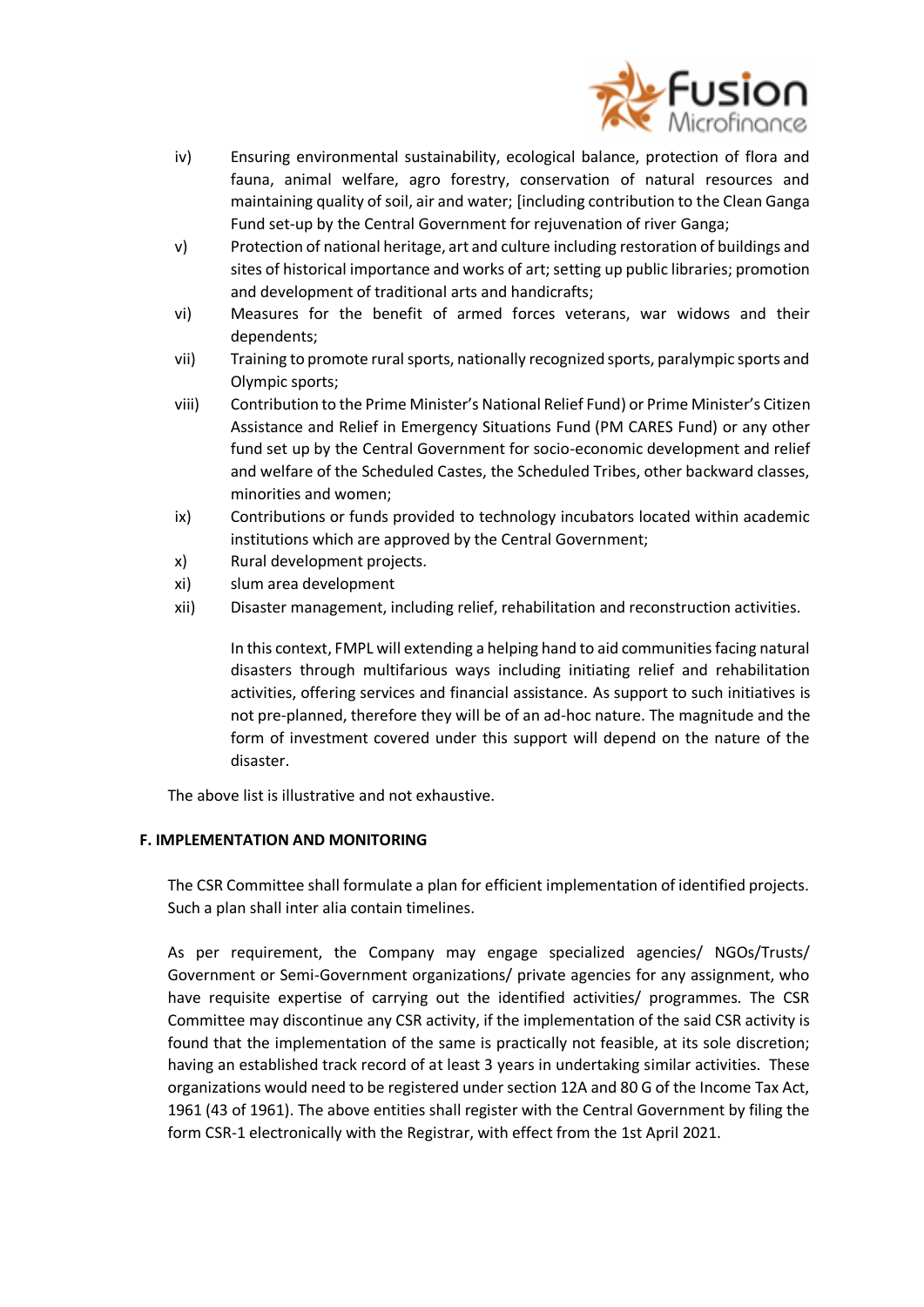iv) Ensuring environmental sustainability, ecological balance, protection of flora and fauna, animal welfare, agro forestry, conservation of natural resources and maintaining quality of soil, air and water; [including contribution to the Clean Ganga Fund set-up by the Central Government for rejuvenation of river Ganga;

v) Protection of national heritage, art and culture including restoration of buildings and sites of historical importance and works of art; setting up public libraries; promotion and development of traditional arts and handicrafts;

vi) Measures for the benefit of armed forces veterans, war widows and their dependents;

vii) Training to promote rural sports, nationally recognized sports, paralympic sports and Olympic sports;

viii) Contribution to the Prime Minister's National Relief Fund) or Prime Minister's Citizen Assistance and Relief in Emergency Situations Fund (PM CARES Fund) or any other fund set up by the Central Government for socio-economic development and relief and welfare of the Scheduled Castes, the Scheduled Tribes, other backward classes, minorities and women;

ix) Contributions or funds provided to technology incubators located within academic institutions which are approved by the Central Government;

x) Rural development projects.

xi) slum area development

xii) Disaster management, including relief, rehabilitation and reconstruction activities.

In this context, FMPL will extending a helping hand to aid communities facing natural disasters through multifarious ways including initiating relief and rehabilitation activities, offering services and financial assistance. As support to such initiatives is not pre-planned, therefore they will be of an ad-hoc nature. The magnitude and the form of investment covered under this support will depend on the nature of the disaster.

The above list is illustrative and not exhaustive.

**F. IMPLEMENTATION AND MONITORING**

The CSR Committee shall formulate a plan for efficient implementation of identified projects. Such a plan shall inter alia contain timelines.

As per requirement, the Company may engage specialized agencies/ NGOs/Trusts/ Government or Semi-Government organizations/ private agencies for any assignment, who have requisite expertise of carrying out the identified activities/ programmes. The CSR Committee may discontinue any CSR activity, if the implementation of the said CSR activity is found that the implementation of the same is practically not feasible, at its sole discretion; having an established track record of at least 3 years in undertaking similar activities. These organizations would need to be registered under section 12A and 80 G of the Income Tax Act, 1961 (43 of 1961). The above entities shall register with the Central Government by filing the form CSR-1 electronically with the Registrar, with effect from the 1st April 2021.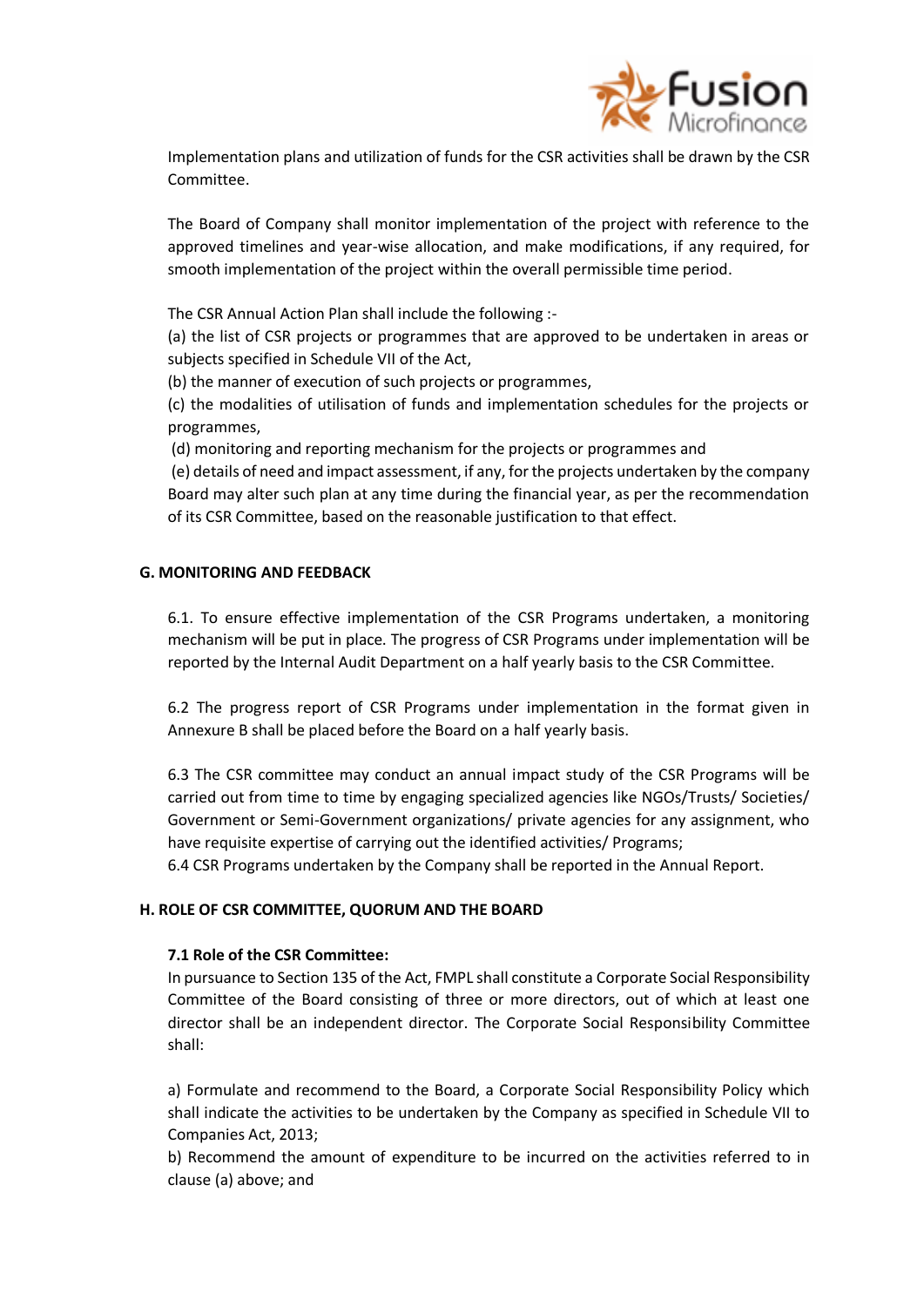Implementation plans and utilization of funds for the CSR activities shall be drawn by the CSR Committee.

The Board of Company shall monitor implementation of the project with reference to the approved timelines and year-wise allocation, and make modifications, if any required, for smooth implementation of the project within the overall permissible time period.

The CSR Annual Action Plan shall include the following :-

(a) the list of CSR projects or programmes that are approved to be undertaken in areas or subjects specified in Schedule VII of the Act,

(b) the manner of execution of such projects or programmes,

(c) the modalities of utilisation of funds and implementation schedules for the projects or programmes,

(d) monitoring and reporting mechanism for the projects or programmes and

(e) details of need and impact assessment, if any, for the projects undertaken by the company Board may alter such plan at any time during the financial year, as per the recommendation of its CSR Committee, based on the reasonable justification to that effect.

## G. MONITORING AND FEEDBACK

6.1. To ensure effective implementation of the CSR Programs undertaken, a monitoring mechanism will be put in place. The progress of CSR Programs under implementation will be reported by the Internal Audit Department on a half yearly basis to the CSR Committee.

6.2 The progress report of CSR Programs under implementation in the format given in Annexure B shall be placed before the Board on a half yearly basis.

6.3 The CSR committee may conduct an annual impact study of the CSR Programs will be carried out from time to time by engaging specialized agencies like NGOs/Trusts/ Societies/ Government or Semi-Government organizations/ private agencies for any assignment, who have requisite expertise of carrying out the identified activities/ Programs;

6.4 CSR Programs undertaken by the Company shall be reported in the Annual Report.

## H. ROLE OF CSR COMMITTEE, QUORUM AND THE BOARD

### 7.1 Role of the CSR Committee:

In pursuance to Section 135 of the Act, FMPL shall constitute a Corporate Social Responsibility Committee of the Board consisting of three or more directors, out of which at least one director shall be an independent director. The Corporate Social Responsibility Committee shall:

a) Formulate and recommend to the Board, a Corporate Social Responsibility Policy which shall indicate the activities to be undertaken by the Company as specified in Schedule VII to Companies Act, 2013;

b) Recommend the amount of expenditure to be incurred on the activities referred to in clause (a) above; and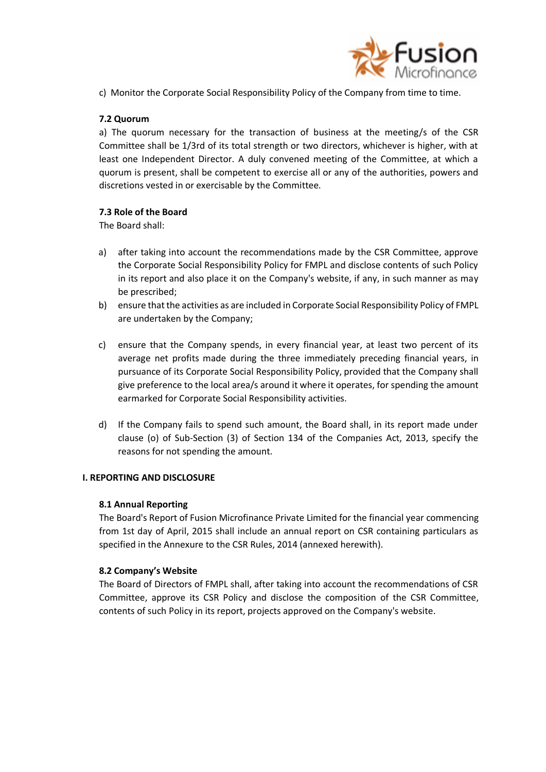c) Monitor the Corporate Social Responsibility Policy of the Company from time to time.

### 7.2 Quorum

a) The quorum necessary for the transaction of business at the meeting/s of the CSR Committee shall be 1/3rd of its total strength or two directors, whichever is higher, with at least one Independent Director. A duly convened meeting of the Committee, at which a quorum is present, shall be competent to exercise all or any of the authorities, powers and discretions vested in or exercisable by the Committee.

### 7.3 Role of the Board

The Board shall:

a) after taking into account the recommendations made by the CSR Committee, approve the Corporate Social Responsibility Policy for FMPL and disclose contents of such Policy in its report and also place it on the Company's website, if any, in such manner as may be prescribed;

b) ensure that the activities as are included in Corporate Social Responsibility Policy of FMPL are undertaken by the Company;

c) ensure that the Company spends, in every financial year, at least two percent of its average net profits made during the three immediately preceding financial years, in pursuance of its Corporate Social Responsibility Policy, provided that the Company shall give preference to the local area/s around it where it operates, for spending the amount earmarked for Corporate Social Responsibility activities.

d) If the Company fails to spend such amount, the Board shall, in its report made under clause (o) of Sub-Section (3) of Section 134 of the Companies Act, 2013, specify the reasons for not spending the amount.

## I. REPORTING AND DISCLOSURE

### 8.1 Annual Reporting

The Board's Report of Fusion Microfinance Private Limited for the financial year commencing from 1st day of April, 2015 shall include an annual report on CSR containing particulars as specified in the Annexure to the CSR Rules, 2014 (annexed herewith).

### 8.2 Company's Website

The Board of Directors of FMPL shall, after taking into account the recommendations of CSR Committee, approve its CSR Policy and disclose the composition of the CSR Committee, contents of such Policy in its report, projects approved on the Company's website.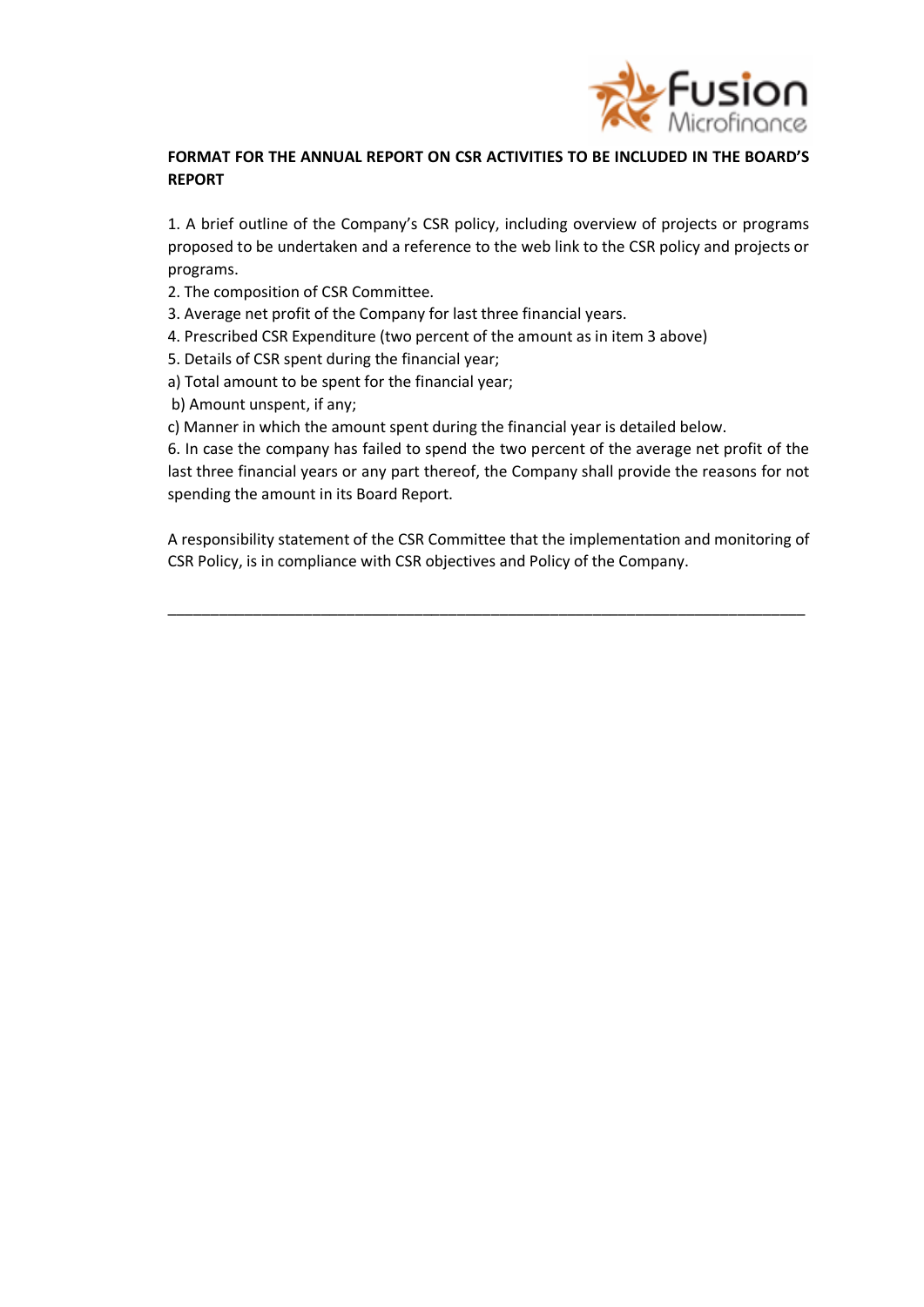**FORMAT FOR THE ANNUAL REPORT ON CSR ACTIVITIES TO BE INCLUDED IN THE BOARD'S REPORT**

1. A brief outline of the Company's CSR policy, including overview of projects or programs proposed to be undertaken and a reference to the web link to the CSR policy and projects or programs.
2. The composition of CSR Committee.
3. Average net profit of the Company for last three financial years.
4. Prescribed CSR Expenditure (two percent of the amount as in item 3 above)
5. Details of CSR spent during the financial year;

a) Total amount to be spent for the financial year;

b) Amount unspent, if any;

c) Manner in which the amount spent during the financial year is detailed below.

6. In case the company has failed to spend the two percent of the average net profit of the last three financial years or any part thereof, the Company shall provide the reasons for not spending the amount in its Board Report.

A responsibility statement of the CSR Committee that the implementation and monitoring of CSR Policy, is in compliance with CSR objectives and Policy of the Company.

---